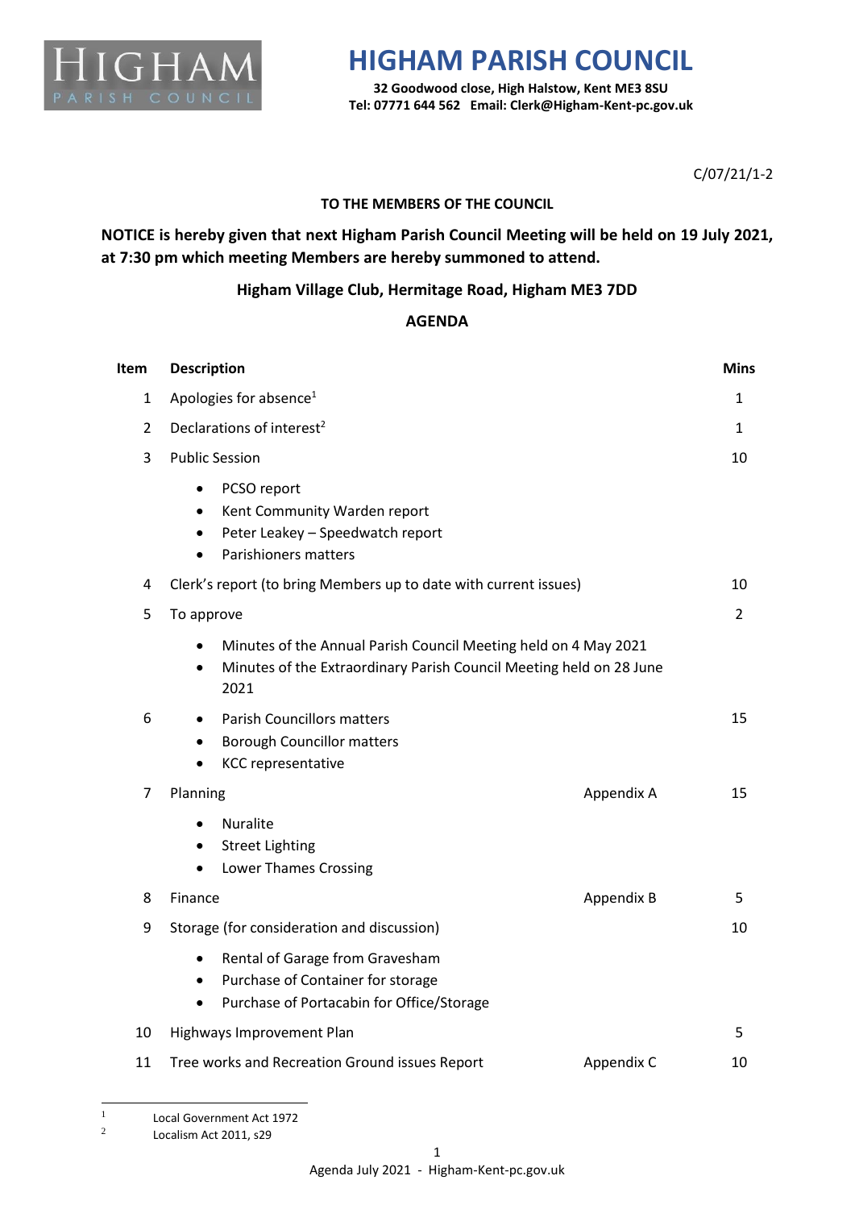# HIGHAM PARISH COUNCIL

**32 Goodwood close, High Halstow, Kent ME3 8SU**
**Tel: 07771 644 562 Email: Clerk@Higham-Kent-pc.gov.uk**

C/07/21/1-2

**TO THE MEMBERS OF THE COUNCIL**

**NOTICE is hereby given that next Higham Parish Council Meeting will be held on 19 July 2021, at 7:30 pm which meeting Members are hereby summoned to attend.**

**Higham Village Club, Hermitage Road, Higham ME3 7DD**

**AGENDA**

| Item | Description | | Mins |
|---|---|---|---|
| 1 | Apologies for absence[1] | | 1 |
| 2 | Declarations of interest[2] | | 1 |
| 3 | Public Session<br>• PCSO report<br>• Kent Community Warden report<br>• Peter Leakey – Speedwatch report<br>• Parishioners matters | | 10 |
| 4 | Clerk's report (to bring Members up to date with current issues) | | 10 |
| 5 | To approve<br>• Minutes of the Annual Parish Council Meeting held on 4 May 2021<br>• Minutes of the Extraordinary Parish Council Meeting held on 28 June 2021 | | 2 |
| 6 | • Parish Councillors matters<br>• Borough Councillor matters<br>• KCC representative | | 15 |
| 7 | Planning<br>• Nuralite<br>• Street Lighting<br>• Lower Thames Crossing | Appendix A | 15 |
| 8 | Finance | Appendix B | 5 |
| 9 | Storage (for consideration and discussion)<br>• Rental of Garage from Gravesham<br>• Purchase of Container for storage<br>• Purchase of Portacabin for Office/Storage | | 10 |
| 10 | Highways Improvement Plan | | 5 |
| 11 | Tree works and Recreation Ground issues Report | Appendix C | 10 |

[1] Local Government Act 1972
[2] Localism Act 2011, s29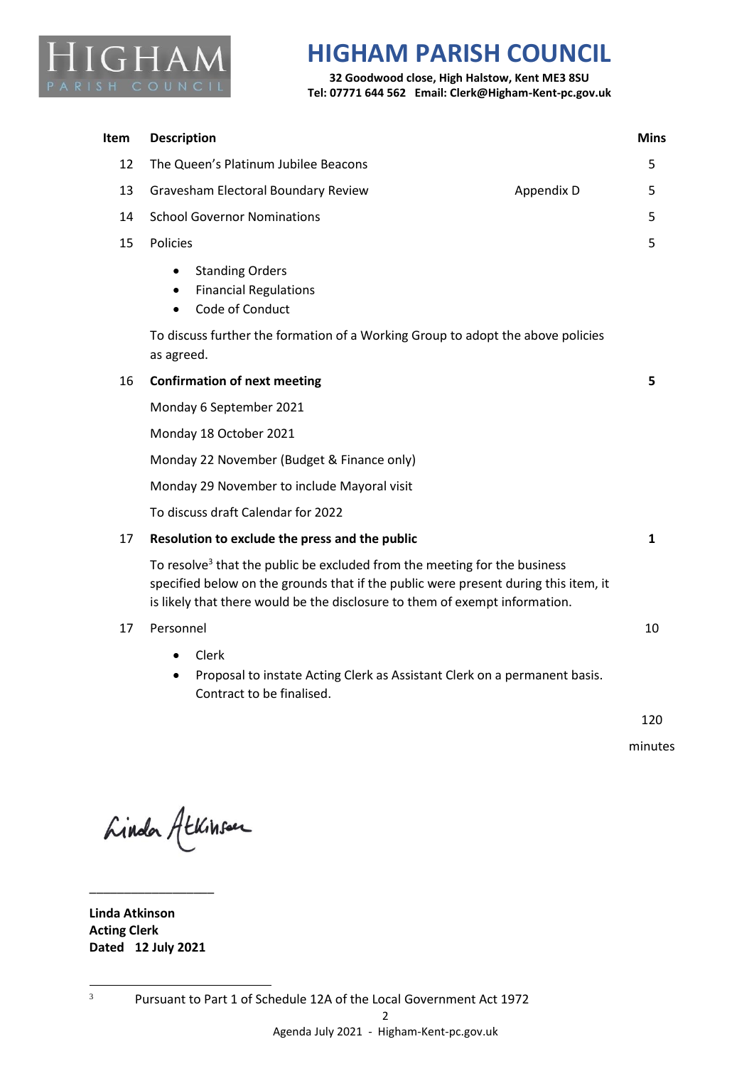# HIGHAM PARISH COUNCIL

**32 Goodwood close, High Halstow, Kent ME3 8SU**
**Tel: 07771 644 562 Email: Clerk@Higham-Kent-pc.gov.uk**

| Item | Description | | Mins |
|---|---|---|---|
| 12 | The Queen's Platinum Jubilee Beacons | | 5 |
| 13 | Gravesham Electoral Boundary Review | Appendix D | 5 |
| 14 | School Governor Nominations | | 5 |
| 15 | Policies<br>• Standing Orders<br>• Financial Regulations<br>• Code of Conduct<br><br>To discuss further the formation of a Working Group to adopt the above policies as agreed. | | 5 |
| 16 | **Confirmation of next meeting**<br>Monday 6 September 2021<br>Monday 18 October 2021<br>Monday 22 November (Budget & Finance only)<br>Monday 29 November to include Mayoral visit<br>To discuss draft Calendar for 2022 | | **5** |
| 17 | **Resolution to exclude the press and the public**<br>To resolve[3] that the public be excluded from the meeting for the business specified below on the grounds that if the public were present during this item, it is likely that there would be the disclosure to them of exempt information. | | **1** |
| 17 | Personnel<br>• Clerk<br>• Proposal to instate Acting Clerk as Assistant Clerk on a permanent basis. Contract to be finalised. | | 10 |
| | | | 120 minutes |

Linda Atkinson

\_\_\_\_\_\_\_\_\_\_\_\_\_\_\_\_\_\_\_

**Linda Atkinson**
**Acting Clerk**
**Dated 12 July 2021**

[3] Pursuant to Part 1 of Schedule 12A of the Local Government Act 1972